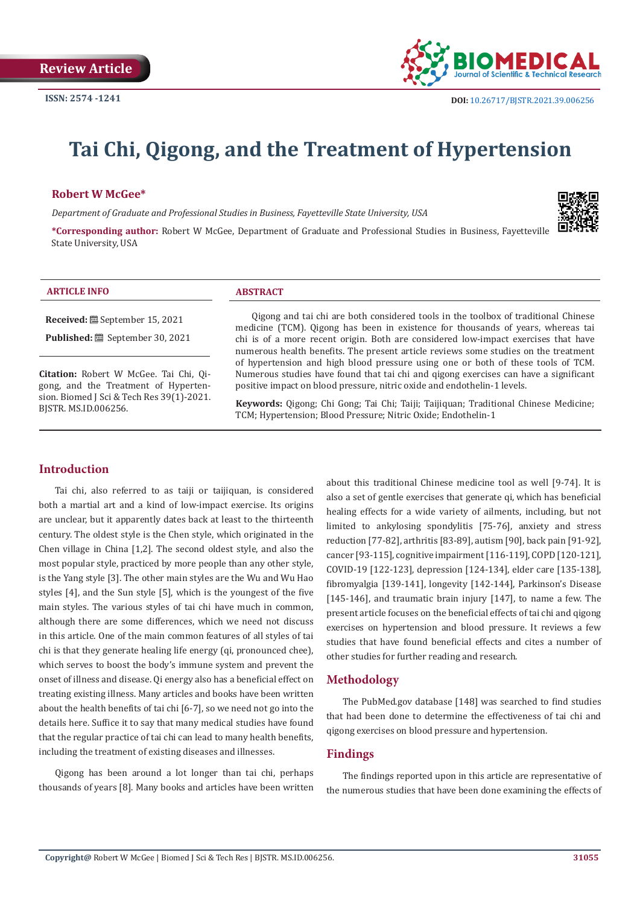Review Article

ISSN: 2574 -1241

DOI: 10.26717/BJSTR.2021.39.006256

# Tai Chi, Qigong, and the Treatment of Hypertension

**Robert W McGee***

*Department of Graduate and Professional Studies in Business, Fayetteville State University, USA*

***Corresponding author:** Robert W McGee, Department of Graduate and Professional Studies in Business, Fayetteville State University, USA

**ARTICLE INFO**

**Received:** September 15, 2021

**Published:** September 30, 2021

**Citation:** Robert W McGee. Tai Chi, Qigong, and the Treatment of Hypertension. Biomed J Sci & Tech Res 39(1)-2021. BJSTR. MS.ID.006256.

**ABSTRACT**

Qigong and tai chi are both considered tools in the toolbox of traditional Chinese medicine (TCM). Qigong has been in existence for thousands of years, whereas tai chi is of a more recent origin. Both are considered low-impact exercises that have numerous health benefits. The present article reviews some studies on the treatment of hypertension and high blood pressure using one or both of these tools of TCM. Numerous studies have found that tai chi and qigong exercises can have a significant positive impact on blood pressure, nitric oxide and endothelin-1 levels.

**Keywords:** Qigong; Chi Gong; Tai Chi; Taiji; Taijiquan; Traditional Chinese Medicine; TCM; Hypertension; Blood Pressure; Nitric Oxide; Endothelin-1

## Introduction

Tai chi, also referred to as taiji or taijiquan, is considered both a martial art and a kind of low-impact exercise. Its origins are unclear, but it apparently dates back at least to the thirteenth century. The oldest style is the Chen style, which originated in the Chen village in China [1,2]. The second oldest style, and also the most popular style, practiced by more people than any other style, is the Yang style [3]. The other main styles are the Wu and Wu Hao styles [4], and the Sun style [5], which is the youngest of the five main styles. The various styles of tai chi have much in common, although there are some differences, which we need not discuss in this article. One of the main common features of all styles of tai chi is that they generate healing life energy (qi, pronounced chee), which serves to boost the body's immune system and prevent the onset of illness and disease. Qi energy also has a beneficial effect on treating existing illness. Many articles and books have been written about the health benefits of tai chi [6-7], so we need not go into the details here. Suffice it to say that many medical studies have found that the regular practice of tai chi can lead to many health benefits, including the treatment of existing diseases and illnesses.

Qigong has been around a lot longer than tai chi, perhaps thousands of years [8]. Many books and articles have been written about this traditional Chinese medicine tool as well [9-74]. It is also a set of gentle exercises that generate qi, which has beneficial healing effects for a wide variety of ailments, including, but not limited to ankylosing spondylitis [75-76], anxiety and stress reduction [77-82], arthritis [83-89], autism [90], back pain [91-92], cancer [93-115], cognitive impairment [116-119], COPD [120-121], COVID-19 [122-123], depression [124-134], elder care [135-138], fibromyalgia [139-141], longevity [142-144], Parkinson's Disease [145-146], and traumatic brain injury [147], to name a few. The present article focuses on the beneficial effects of tai chi and qigong exercises on hypertension and blood pressure. It reviews a few studies that have found beneficial effects and cites a number of other studies for further reading and research.

## Methodology

The PubMed.gov database [148] was searched to find studies that had been done to determine the effectiveness of tai chi and qigong exercises on blood pressure and hypertension.

## Findings

The findings reported upon in this article are representative of the numerous studies that have been done examining the effects of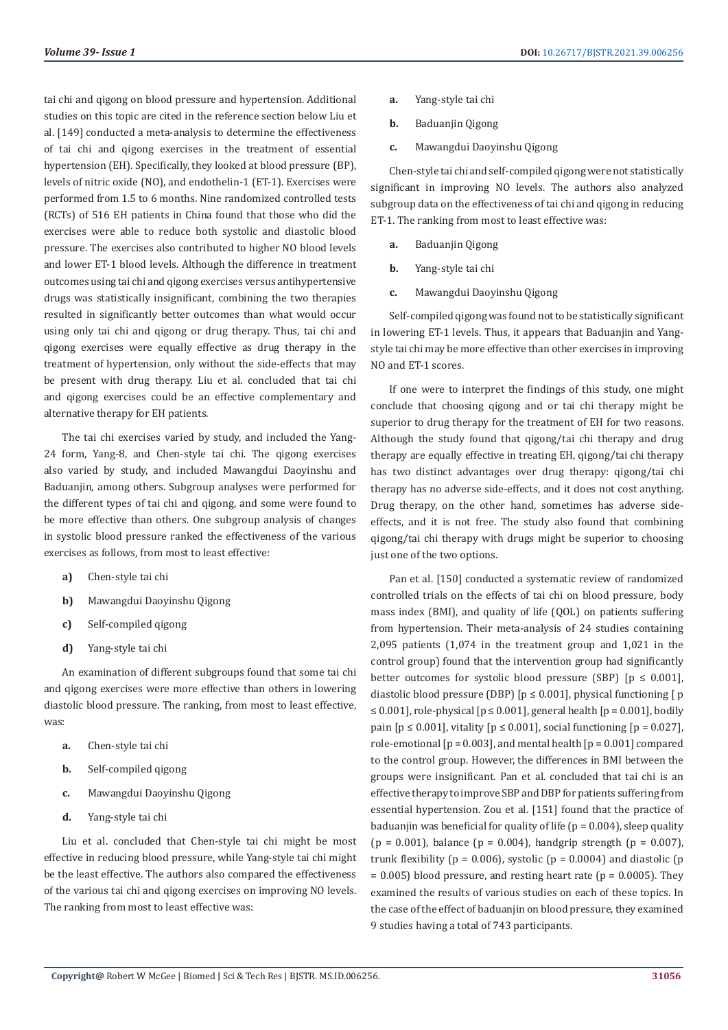tai chi and qigong on blood pressure and hypertension. Additional studies on this topic are cited in the reference section below Liu et al. [149] conducted a meta-analysis to determine the effectiveness of tai chi and qigong exercises in the treatment of essential hypertension (EH). Specifically, they looked at blood pressure (BP), levels of nitric oxide (NO), and endothelin-1 (ET-1). Exercises were performed from 1.5 to 6 months. Nine randomized controlled tests (RCTs) of 516 EH patients in China found that those who did the exercises were able to reduce both systolic and diastolic blood pressure. The exercises also contributed to higher NO blood levels and lower ET-1 blood levels. Although the difference in treatment outcomes using tai chi and qigong exercises versus antihypertensive drugs was statistically insignificant, combining the two therapies resulted in significantly better outcomes than what would occur using only tai chi and qigong or drug therapy. Thus, tai chi and qigong exercises were equally effective as drug therapy in the treatment of hypertension, only without the side-effects that may be present with drug therapy. Liu et al. concluded that tai chi and qigong exercises could be an effective complementary and alternative therapy for EH patients.

The tai chi exercises varied by study, and included the Yang-24 form, Yang-8, and Chen-style tai chi. The qigong exercises also varied by study, and included Mawangdui Daoyinshu and Baduanjin, among others. Subgroup analyses were performed for the different types of tai chi and qigong, and some were found to be more effective than others. One subgroup analysis of changes in systolic blood pressure ranked the effectiveness of the various exercises as follows, from most to least effective:

a) Chen-style tai chi
b) Mawangdui Daoyinshu Qigong
c) Self-compiled qigong
d) Yang-style tai chi

An examination of different subgroups found that some tai chi and qigong exercises were more effective than others in lowering diastolic blood pressure. The ranking, from most to least effective, was:

a. Chen-style tai chi
b. Self-compiled qigong
c. Mawangdui Daoyinshu Qigong
d. Yang-style tai chi

Liu et al. concluded that Chen-style tai chi might be most effective in reducing blood pressure, while Yang-style tai chi might be the least effective. The authors also compared the effectiveness of the various tai chi and qigong exercises on improving NO levels. The ranking from most to least effective was:

a. Yang-style tai chi
b. Baduanjin Qigong
c. Mawangdui Daoyinshu Qigong

Chen-style tai chi and self-compiled qigong were not statistically significant in improving NO levels. The authors also analyzed subgroup data on the effectiveness of tai chi and qigong in reducing ET-1. The ranking from most to least effective was:

a. Baduanjin Qigong
b. Yang-style tai chi
c. Mawangdui Daoyinshu Qigong

Self-compiled qigong was found not to be statistically significant in lowering ET-1 levels. Thus, it appears that Baduanjin and Yang-style tai chi may be more effective than other exercises in improving NO and ET-1 scores.

If one were to interpret the findings of this study, one might conclude that choosing qigong and or tai chi therapy might be superior to drug therapy for the treatment of EH for two reasons. Although the study found that qigong/tai chi therapy and drug therapy are equally effective in treating EH, qigong/tai chi therapy has two distinct advantages over drug therapy: qigong/tai chi therapy has no adverse side-effects, and it does not cost anything. Drug therapy, on the other hand, sometimes has adverse side-effects, and it is not free. The study also found that combining qigong/tai chi therapy with drugs might be superior to choosing just one of the two options.

Pan et al. [150] conducted a systematic review of randomized controlled trials on the effects of tai chi on blood pressure, body mass index (BMI), and quality of life (QOL) on patients suffering from hypertension. Their meta-analysis of 24 studies containing 2,095 patients (1,074 in the treatment group and 1,021 in the control group) found that the intervention group had significantly better outcomes for systolic blood pressure (SBP) [$p \leq 0.001$], diastolic blood pressure (DBP) [$p \leq 0.001$], physical functioning [$p \leq 0.001$], role-physical [$p \leq 0.001$], general health [$p = 0.001$], bodily pain [$p \leq 0.001$], vitality [$p \leq 0.001$], social functioning [$p = 0.027$], role-emotional [$p = 0.003$], and mental health [$p = 0.001$] compared to the control group. However, the differences in BMI between the groups were insignificant. Pan et al. concluded that tai chi is an effective therapy to improve SBP and DBP for patients suffering from essential hypertension. Zou et al. [151] found that the practice of baduanjin was beneficial for quality of life ($p = 0.004$), sleep quality ($p = 0.001$), balance ($p = 0.004$), handgrip strength ($p = 0.007$), trunk flexibility ($p = 0.006$), systolic ($p = 0.0004$) and diastolic ($p = 0.005$) blood pressure, and resting heart rate ($p = 0.0005$). They examined the results of various studies on each of these topics. In the case of the effect of baduanjin on blood pressure, they examined 9 studies having a total of 743 participants.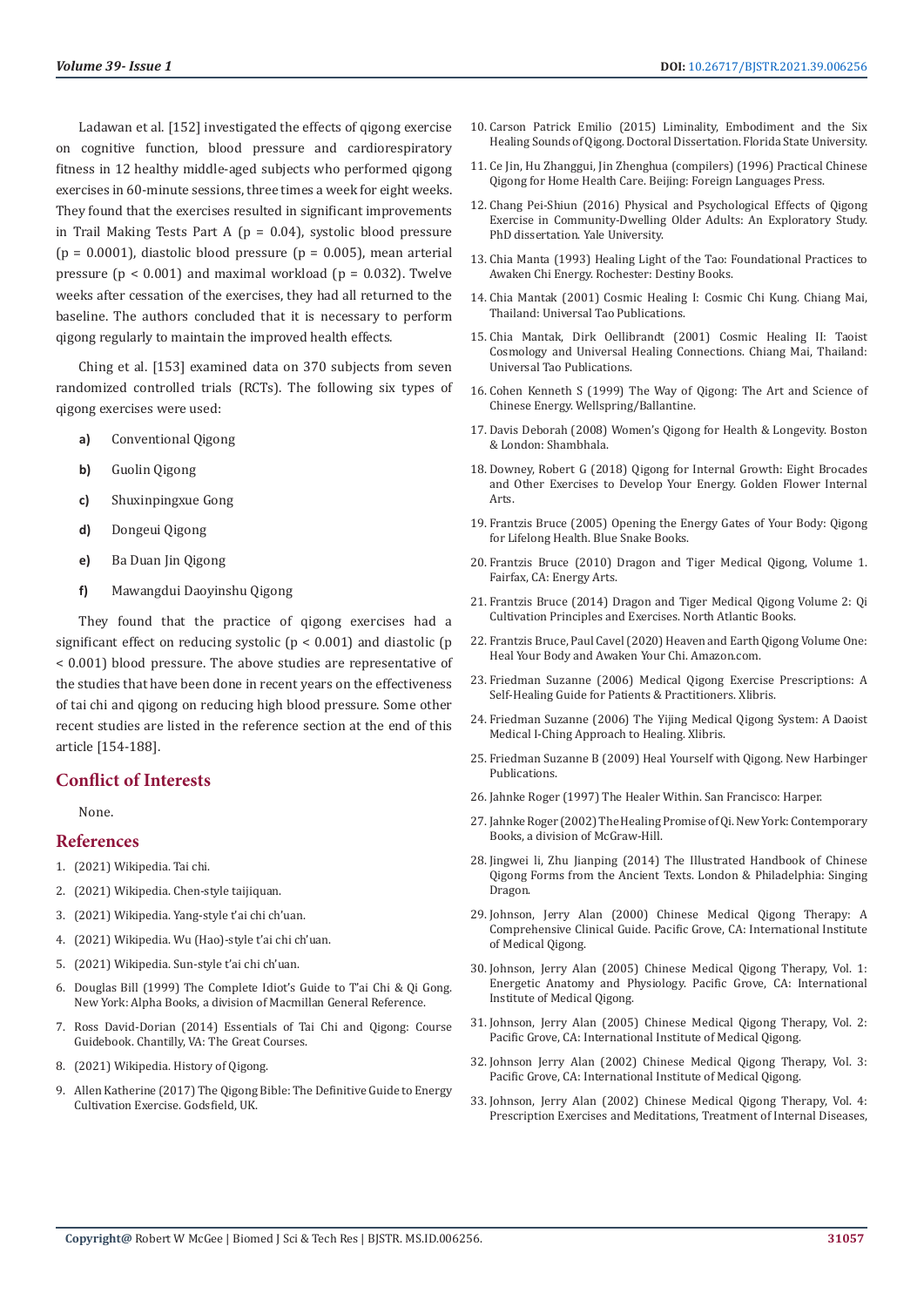Ladawan et al. [152] investigated the effects of qigong exercise on cognitive function, blood pressure and cardiorespiratory fitness in 12 healthy middle-aged subjects who performed qigong exercises in 60-minute sessions, three times a week for eight weeks. They found that the exercises resulted in significant improvements in Trail Making Tests Part A ($p = 0.04$), systolic blood pressure ($p = 0.0001$), diastolic blood pressure ($p = 0.005$), mean arterial pressure ($p < 0.001$) and maximal workload ($p = 0.032$). Twelve weeks after cessation of the exercises, they had all returned to the baseline. The authors concluded that it is necessary to perform qigong regularly to maintain the improved health effects.

Ching et al. [153] examined data on 370 subjects from seven randomized controlled trials (RCTs). The following six types of qigong exercises were used:

a) Conventional Qigong
b) Guolin Qigong
c) Shuxinpingxue Gong
d) Dongeui Qigong
e) Ba Duan Jin Qigong
f) Mawangdui Daoyinshu Qigong

They found that the practice of qigong exercises had a significant effect on reducing systolic ($p < 0.001$) and diastolic ($p < 0.001$) blood pressure. The above studies are representative of the studies that have been done in recent years on the effectiveness of tai chi and qigong on reducing high blood pressure. Some other recent studies are listed in the reference section at the end of this article [154-188].

## Conflict of Interests

None.

## References

1. (2021) Wikipedia. Tai chi.
2. (2021) Wikipedia. Chen-style taijiquan.
3. (2021) Wikipedia. Yang-style t'ai chi ch'uan.
4. (2021) Wikipedia. Wu (Hao)-style t'ai chi ch'uan.
5. (2021) Wikipedia. Sun-style t'ai chi ch'uan.
6. Douglas Bill (1999) The Complete Idiot's Guide to T'ai Chi & Qi Gong. New York: Alpha Books, a division of Macmillan General Reference.
7. Ross David-Dorian (2014) Essentials of Tai Chi and Qigong: Course Guidebook. Chantilly, VA: The Great Courses.
8. (2021) Wikipedia. History of Qigong.
9. Allen Katherine (2017) The Qigong Bible: The Definitive Guide to Energy Cultivation Exercise. Godsfield, UK.
10. Carson Patrick Emilio (2015) Liminality, Embodiment and the Six Healing Sounds of Qigong. Doctoral Dissertation. Florida State University.
11. Ce Jin, Hu Zhanggui, Jin Zhenghua (compilers) (1996) Practical Chinese Qigong for Home Health Care. Beijing: Foreign Languages Press.
12. Chang Pei-Shiun (2016) Physical and Psychological Effects of Qigong Exercise in Community-Dwelling Older Adults: An Exploratory Study. PhD dissertation. Yale University.
13. Chia Manta (1993) Healing Light of the Tao: Foundational Practices to Awaken Chi Energy. Rochester: Destiny Books.
14. Chia Mantak (2001) Cosmic Healing I: Cosmic Chi Kung. Chiang Mai, Thailand: Universal Tao Publications.
15. Chia Mantak, Dirk Oellibrandt (2001) Cosmic Healing II: Taoist Cosmology and Universal Healing Connections. Chiang Mai, Thailand: Universal Tao Publications.
16. Cohen Kenneth S (1999) The Way of Qigong: The Art and Science of Chinese Energy. Wellspring/Ballantine.
17. Davis Deborah (2008) Women's Qigong for Health & Longevity. Boston & London: Shambhala.
18. Downey, Robert G (2018) Qigong for Internal Growth: Eight Brocades and Other Exercises to Develop Your Energy. Golden Flower Internal Arts.
19. Frantzis Bruce (2005) Opening the Energy Gates of Your Body: Qigong for Lifelong Health. Blue Snake Books.
20. Frantzis Bruce (2010) Dragon and Tiger Medical Qigong, Volume 1. Fairfax, CA: Energy Arts.
21. Frantzis Bruce (2014) Dragon and Tiger Medical Qigong Volume 2: Qi Cultivation Principles and Exercises. North Atlantic Books.
22. Frantzis Bruce, Paul Cavel (2020) Heaven and Earth Qigong Volume One: Heal Your Body and Awaken Your Chi. Amazon.com.
23. Friedman Suzanne (2006) Medical Qigong Exercise Prescriptions: A Self-Healing Guide for Patients & Practitioners. Xlibris.
24. Friedman Suzanne (2006) The Yijing Medical Qigong System: A Daoist Medical I-Ching Approach to Healing. Xlibris.
25. Friedman Suzanne B (2009) Heal Yourself with Qigong. New Harbinger Publications.
26. Jahnke Roger (1997) The Healer Within. San Francisco: Harper.
27. Jahnke Roger (2002) The Healing Promise of Qi. New York: Contemporary Books, a division of McGraw-Hill.
28. Jingwei li, Zhu Jianping (2014) The Illustrated Handbook of Chinese Qigong Forms from the Ancient Texts. London & Philadelphia: Singing Dragon.
29. Johnson, Jerry Alan (2000) Chinese Medical Qigong Therapy: A Comprehensive Clinical Guide. Pacific Grove, CA: International Institute of Medical Qigong.
30. Johnson, Jerry Alan (2005) Chinese Medical Qigong Therapy, Vol. 1: Energetic Anatomy and Physiology. Pacific Grove, CA: International Institute of Medical Qigong.
31. Johnson, Jerry Alan (2005) Chinese Medical Qigong Therapy, Vol. 2: Pacific Grove, CA: International Institute of Medical Qigong.
32. Johnson Jerry Alan (2002) Chinese Medical Qigong Therapy, Vol. 3: Pacific Grove, CA: International Institute of Medical Qigong.
33. Johnson, Jerry Alan (2002) Chinese Medical Qigong Therapy, Vol. 4: Prescription Exercises and Meditations, Treatment of Internal Diseases,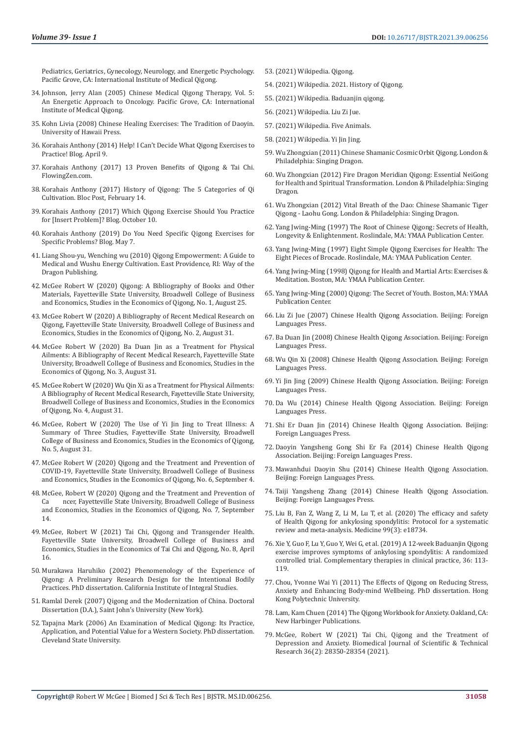Pediatrics, Geriatrics, Gynecology, Neurology, and Energetic Psychology. Pacific Grove, CA: International Institute of Medical Qigong.

34. Johnson, Jerry Alan (2005) Chinese Medical Qigong Therapy, Vol. 5: An Energetic Approach to Oncology. Pacific Grove, CA: International Institute of Medical Qigong.
35. Kohn Livia (2008) Chinese Healing Exercises: The Tradition of Daoyin. University of Hawaii Press.
36. Korahais Anthony (2014) Help! I Can't Decide What Qigong Exercises to Practice! Blog. April 9.
37. Korahais Anthony (2017) 13 Proven Benefits of Qigong & Tai Chi. FlowingZen.com.
38. Korahais Anthony (2017) History of Qigong: The 5 Categories of Qi Cultivation. Bloc Post, February 14.
39. Korahais Anthony (2017) Which Qigong Exercise Should You Practice for [Insert Problem]? Blog. October 10.
40. Korahais Anthony (2019) Do You Need Specific Qigong Exercises for Specific Problems? Blog. May 7.
41. Liang Shou-yu, Wenching wu (2010) Qigong Empowerment: A Guide to Medical and Wushu Energy Cultivation. East Providence, RI: Way of the Dragon Publishing.
42. McGee Robert W (2020) Qigong: A Bibliography of Books and Other Materials, Fayetteville State University, Broadwell College of Business and Economics, Studies in the Economics of Qigong, No. 1, August 25.
43. McGee Robert W (2020) A Bibliography of Recent Medical Research on Qigong, Fayetteville State University, Broadwell College of Business and Economics, Studies in the Economics of Qigong, No. 2, August 31.
44. McGee Robert W (2020) Ba Duan Jin as a Treatment for Physical Ailments: A Bibliography of Recent Medical Research, Fayetteville State University, Broadwell College of Business and Economics, Studies in the Economics of Qigong, No. 3, August 31.
45. McGee Robert W (2020) Wu Qin Xi as a Treatment for Physical Ailments: A Bibliography of Recent Medical Research, Fayetteville State University, Broadwell College of Business and Economics, Studies in the Economics of Qigong, No. 4, August 31.
46. McGee, Robert W (2020) The Use of Yi Jin Jing to Treat Illness: A Summary of Three Studies, Fayetteville State University, Broadwell College of Business and Economics, Studies in the Economics of Qigong, No. 5, August 31.
47. McGee Robert W (2020) Qigong and the Treatment and Prevention of COVID-19, Fayetteville State University, Broadwell College of Business and Economics, Studies in the Economics of Qigong, No. 6, September 4.
48. McGee, Robert W (2020) Qigong and the Treatment and Prevention of Cancer, Fayetteville State University, Broadwell College of Business and Economics, Studies in the Economics of Qigong, No. 7, September 14.
49. McGee, Robert W (2021) Tai Chi, Qigong and Transgender Health. Fayetteville State University, Broadwell College of Business and Economics, Studies in the Economics of Tai Chi and Qigong, No. 8, April 16.
50. Murakawa Haruhiko (2002) Phenomenology of the Experience of Qigong: A Preliminary Research Design for the Intentional Bodily Practices. PhD dissertation. California Institute of Integral Studies.
51. Ramlal Derek (2007) Qigong and the Modernization of China. Doctoral Dissertation (D.A.), Saint John's University (New York).
52. Tapajna Mark (2006) An Examination of Medical Qigong: Its Practice, Application, and Potential Value for a Western Society. PhD dissertation. Cleveland State University.
53. (2021) Wikipedia. Qigong.
54. (2021) Wikipedia. 2021. History of Qigong.
55. (2021) Wikipedia. Baduanjin qigong.
56. (2021) Wikipedia. Liu Zi Jue.
57. (2021) Wikipedia. Five Animals.
58. (2021) Wikipedia. Yi Jin Jing.
59. Wu Zhongxian (2011) Chinese Shamanic Cosmic Orbit Qigong. London & Philadelphia: Singing Dragon.
60. Wu Zhongxian (2012) Fire Dragon Meridian Qigong: Essential NeiGong for Health and Spiritual Transformation. London & Philadelphia: Singing Dragon.
61. Wu Zhongxian (2012) Vital Breath of the Dao: Chinese Shamanic Tiger Qigong - Laohu Gong. London & Philadelphia: Singing Dragon.
62. Yang Jwing-Ming (1997) The Root of Chinese Qigong: Secrets of Health, Longevity & Enlightenment. Roslindale, MA: YMAA Publication Center.
63. Yang Jwing-Ming (1997) Eight Simple Qigong Exercises for Health: The Eight Pieces of Brocade. Roslindale, MA: YMAA Publication Center.
64. Yang Jwing-Ming (1998) Qigong for Health and Martial Arts: Exercises & Meditation. Boston, MA: YMAA Publication Center.
65. Yang Jwing-Ming (2000) Qigong: The Secret of Youth. Boston, MA: YMAA Publication Center.
66. Liu Zi Jue (2007) Chinese Health Qigong Association. Beijing: Foreign Languages Press.
67. Ba Duan Jin (2008) Chinese Health Qigong Association. Beijing: Foreign Languages Press.
68. Wu Qin Xi (2008) Chinese Health Qigong Association. Beijing: Foreign Languages Press.
69. Yi Jin Jing (2009) Chinese Health Qigong Association. Beijing: Foreign Languages Press.
70. Da Wu (2014) Chinese Health Qigong Association. Beijing: Foreign Languages Press.
71. Shi Er Duan Jin (2014) Chinese Health Qigong Association. Beijing: Foreign Languages Press.
72. Daoyin Yangsheng Gong Shi Er Fa (2014) Chinese Health Qigong Association. Beijing: Foreign Languages Press.
73. Mawanhdui Daoyin Shu (2014) Chinese Health Qigong Association. Beijing: Foreign Languages Press.
74. Taiji Yangsheng Zhang (2014) Chinese Health Qigong Association. Beijing: Foreign Languages Press.
75. Liu B, Fan Z, Wang Z, Li M, Lu T, et al. (2020) The efficacy and safety of Health Qigong for ankylosing spondylitis: Protocol for a systematic review and meta-analysis. Medicine 99(3): e18734.
76. Xie Y, Guo F, Lu Y, Guo Y, Wei G, et al. (2019) A 12-week Baduanjin Qigong exercise improves symptoms of ankylosing spondylitis: A randomized controlled trial. Complementary therapies in clinical practice, 36: 113-119.
77. Chou, Yvonne Wai Yi (2011) The Effects of Qigong on Reducing Stress, Anxiety and Enhancing Body-mind Wellbeing. PhD dissertation. Hong Kong Polytechnic University.
78. Lam, Kam Chuen (2014) The Qigong Workbook for Anxiety. Oakland, CA: New Harbinger Publications.
79. McGee, Robert W (2021) Tai Chi, Qigong and the Treatment of Depression and Anxiety. Biomedical Journal of Scientific & Technical Research 36(2): 28350-28354 (2021).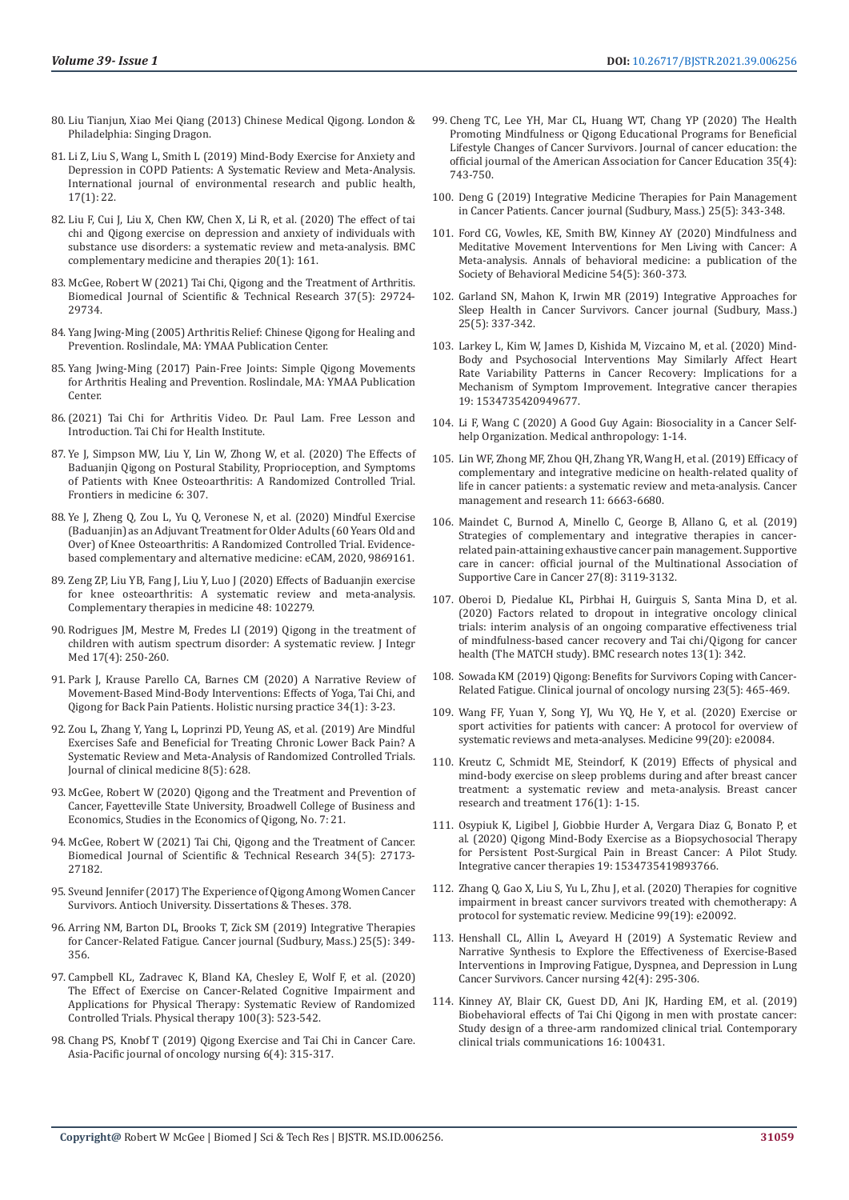80. Liu Tianjun, Xiao Mei Qiang (2013) Chinese Medical Qigong. London & Philadelphia: Singing Dragon.

81. Li Z, Liu S, Wang L, Smith L (2019) Mind-Body Exercise for Anxiety and Depression in COPD Patients: A Systematic Review and Meta-Analysis. International journal of environmental research and public health, 17(1): 22.

82. Liu F, Cui J, Liu X, Chen KW, Chen X, Li R, et al. (2020) The effect of tai chi and Qigong exercise on depression and anxiety of individuals with substance use disorders: a systematic review and meta-analysis. BMC complementary medicine and therapies 20(1): 161.

83. McGee, Robert W (2021) Tai Chi, Qigong and the Treatment of Arthritis. Biomedical Journal of Scientific & Technical Research 37(5): 29724-29734.

84. Yang Jwing-Ming (2005) Arthritis Relief: Chinese Qigong for Healing and Prevention. Roslindale, MA: YMAA Publication Center.

85. Yang Jwing-Ming (2017) Pain-Free Joints: Simple Qigong Movements for Arthritis Healing and Prevention. Roslindale, MA: YMAA Publication Center.

86. (2021) Tai Chi for Arthritis Video. Dr. Paul Lam. Free Lesson and Introduction. Tai Chi for Health Institute.

87. Ye J, Simpson MW, Liu Y, Lin W, Zhong W, et al. (2020) The Effects of Baduanjin Qigong on Postural Stability, Proprioception, and Symptoms of Patients with Knee Osteoarthritis: A Randomized Controlled Trial. Frontiers in medicine 6: 307.

88. Ye J, Zheng Q, Zou L, Yu Q, Veronese N, et al. (2020) Mindful Exercise (Baduanjin) as an Adjuvant Treatment for Older Adults (60 Years Old and Over) of Knee Osteoarthritis: A Randomized Controlled Trial. Evidence-based complementary and alternative medicine: eCAM, 2020, 9869161.

89. Zeng ZP, Liu YB, Fang J, Liu Y, Luo J (2020) Effects of Baduanjin exercise for knee osteoarthritis: A systematic review and meta-analysis. Complementary therapies in medicine 48: 102279.

90. Rodrigues JM, Mestre M, Fredes LI (2019) Qigong in the treatment of children with autism spectrum disorder: A systematic review. J Integr Med 17(4): 250-260.

91. Park J, Krause Parello CA, Barnes CM (2020) A Narrative Review of Movement-Based Mind-Body Interventions: Effects of Yoga, Tai Chi, and Qigong for Back Pain Patients. Holistic nursing practice 34(1): 3-23.

92. Zou L, Zhang Y, Yang L, Loprinzi PD, Yeung AS, et al. (2019) Are Mindful Exercises Safe and Beneficial for Treating Chronic Lower Back Pain? A Systematic Review and Meta-Analysis of Randomized Controlled Trials. Journal of clinical medicine 8(5): 628.

93. McGee, Robert W (2020) Qigong and the Treatment and Prevention of Cancer, Fayetteville State University, Broadwell College of Business and Economics, Studies in the Economics of Qigong, No. 7: 21.

94. McGee, Robert W (2021) Tai Chi, Qigong and the Treatment of Cancer. Biomedical Journal of Scientific & Technical Research 34(5): 27173-27182.

95. Sveund Jennifer (2017) The Experience of Qigong Among Women Cancer Survivors. Antioch University. Dissertations & Theses. 378.

96. Arring NM, Barton DL, Brooks T, Zick SM (2019) Integrative Therapies for Cancer-Related Fatigue. Cancer journal (Sudbury, Mass.) 25(5): 349-356.

97. Campbell KL, Zadravec K, Bland KA, Chesley E, Wolf F, et al. (2020) The Effect of Exercise on Cancer-Related Cognitive Impairment and Applications for Physical Therapy: Systematic Review of Randomized Controlled Trials. Physical therapy 100(3): 523-542.

98. Chang PS, Knobf T (2019) Qigong Exercise and Tai Chi in Cancer Care. Asia-Pacific journal of oncology nursing 6(4): 315-317.

99. Cheng TC, Lee YH, Mar CL, Huang WT, Chang YP (2020) The Health Promoting Mindfulness or Qigong Educational Programs for Beneficial Lifestyle Changes of Cancer Survivors. Journal of cancer education: the official journal of the American Association for Cancer Education 35(4): 743-750.

100. Deng G (2019) Integrative Medicine Therapies for Pain Management in Cancer Patients. Cancer journal (Sudbury, Mass.) 25(5): 343-348.

101. Ford CG, Vowles, KE, Smith BW, Kinney AY (2020) Mindfulness and Meditative Movement Interventions for Men Living with Cancer: A Meta-analysis. Annals of behavioral medicine: a publication of the Society of Behavioral Medicine 54(5): 360-373.

102. Garland SN, Mahon K, Irwin MR (2019) Integrative Approaches for Sleep Health in Cancer Survivors. Cancer journal (Sudbury, Mass.) 25(5): 337-342.

103. Larkey L, Kim W, James D, Kishida M, Vizcaino M, et al. (2020) Mind-Body and Psychosocial Interventions May Similarly Affect Heart Rate Variability Patterns in Cancer Recovery: Implications for a Mechanism of Symptom Improvement. Integrative cancer therapies 19: 1534735420949677.

104. Li F, Wang C (2020) A Good Guy Again: Biosociality in a Cancer Self-help Organization. Medical anthropology: 1-14.

105. Lin WF, Zhong MF, Zhou QH, Zhang YR, Wang H, et al. (2019) Efficacy of complementary and integrative medicine on health-related quality of life in cancer patients: a systematic review and meta-analysis. Cancer management and research 11: 6663-6680.

106. Maindet C, Burnod A, Minello C, George B, Allano G, et al. (2019) Strategies of complementary and integrative therapies in cancer-related pain-attaining exhaustive cancer pain management. Supportive care in cancer: official journal of the Multinational Association of Supportive Care in Cancer 27(8): 3119-3132.

107. Oberoi D, Piedalue KL, Pirbhai H, Guirguis S, Santa Mina D, et al. (2020) Factors related to dropout in integrative oncology clinical trials: interim analysis of an ongoing comparative effectiveness trial of mindfulness-based cancer recovery and Tai chi/Qigong for cancer health (The MATCH study). BMC research notes 13(1): 342.

108. Sowada KM (2019) Qigong: Benefits for Survivors Coping with Cancer-Related Fatigue. Clinical journal of oncology nursing 23(5): 465-469.

109. Wang FF, Yuan Y, Song YJ, Wu YQ, He Y, et al. (2020) Exercise or sport activities for patients with cancer: A protocol for overview of systematic reviews and meta-analyses. Medicine 99(20): e20084.

110. Kreutz C, Schmidt ME, Steindorf, K (2019) Effects of physical and mind-body exercise on sleep problems during and after breast cancer treatment: a systematic review and meta-analysis. Breast cancer research and treatment 176(1): 1-15.

111. Osypiuk K, Ligibel J, Giobbie Hurder A, Vergara Diaz G, Bonato P, et al. (2020) Qigong Mind-Body Exercise as a Biopsychosocial Therapy for Persistent Post-Surgical Pain in Breast Cancer: A Pilot Study. Integrative cancer therapies 19: 1534735419893766.

112. Zhang Q, Gao X, Liu S, Yu L, Zhu J, et al. (2020) Therapies for cognitive impairment in breast cancer survivors treated with chemotherapy: A protocol for systematic review. Medicine 99(19): e20092.

113. Henshall CL, Allin L, Aveyard H (2019) A Systematic Review and Narrative Synthesis to Explore the Effectiveness of Exercise-Based Interventions in Improving Fatigue, Dyspnea, and Depression in Lung Cancer Survivors. Cancer nursing 42(4): 295-306.

114. Kinney AY, Blair CK, Guest DD, Ani JK, Harding EM, et al. (2019) Biobehavioral effects of Tai Chi Qigong in men with prostate cancer: Study design of a three-arm randomized clinical trial. Contemporary clinical trials communications 16: 100431.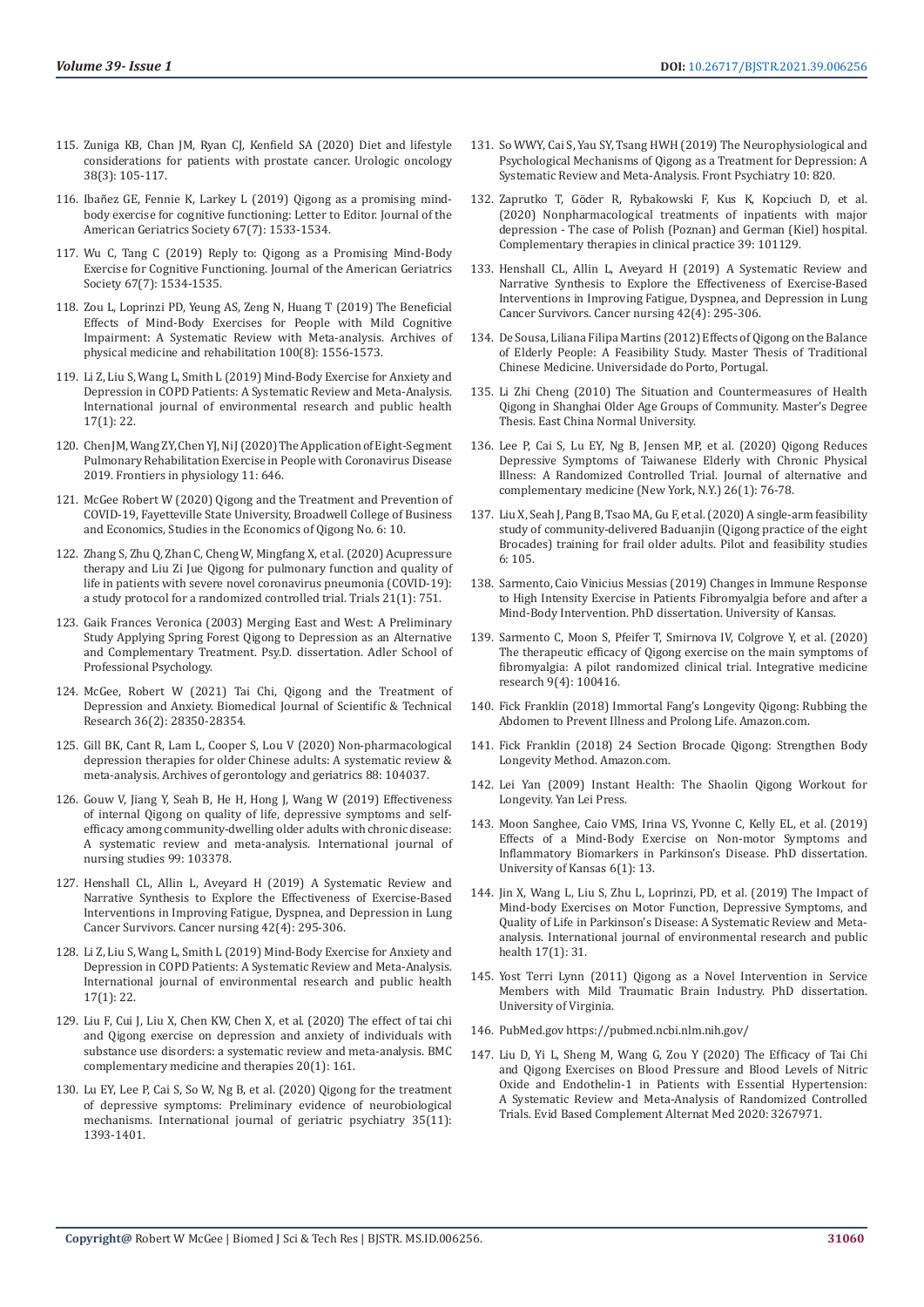115. Zuniga KB, Chan JM, Ryan CJ, Kenfield SA (2020) Diet and lifestyle considerations for patients with prostate cancer. Urologic oncology 38(3): 105-117.
116. Ibañez GE, Fennie K, Larkey L (2019) Qigong as a promising mind-body exercise for cognitive functioning: Letter to Editor. Journal of the American Geriatrics Society 67(7): 1533-1534.
117. Wu C, Tang C (2019) Reply to: Qigong as a Promising Mind-Body Exercise for Cognitive Functioning. Journal of the American Geriatrics Society 67(7): 1534-1535.
118. Zou L, Loprinzi PD, Yeung AS, Zeng N, Huang T (2019) The Beneficial Effects of Mind-Body Exercises for People with Mild Cognitive Impairment: A Systematic Review with Meta-analysis. Archives of physical medicine and rehabilitation 100(8): 1556-1573.
119. Li Z, Liu S, Wang L, Smith L (2019) Mind-Body Exercise for Anxiety and Depression in COPD Patients: A Systematic Review and Meta-Analysis. International journal of environmental research and public health 17(1): 22.
120. Chen JM, Wang ZY, Chen YJ, Ni J (2020) The Application of Eight-Segment Pulmonary Rehabilitation Exercise in People with Coronavirus Disease 2019. Frontiers in physiology 11: 646.
121. McGee Robert W (2020) Qigong and the Treatment and Prevention of COVID-19, Fayetteville State University, Broadwell College of Business and Economics, Studies in the Economics of Qigong No. 6: 10.
122. Zhang S, Zhu Q, Zhan C, Cheng W, Mingfang X, et al. (2020) Acupressure therapy and Liu Zi Jue Qigong for pulmonary function and quality of life in patients with severe novel coronavirus pneumonia (COVID-19): a study protocol for a randomized controlled trial. Trials 21(1): 751.
123. Gaik Frances Veronica (2003) Merging East and West: A Preliminary Study Applying Spring Forest Qigong to Depression as an Alternative and Complementary Treatment. Psy.D. dissertation. Adler School of Professional Psychology.
124. McGee, Robert W (2021) Tai Chi, Qigong and the Treatment of Depression and Anxiety. Biomedical Journal of Scientific & Technical Research 36(2): 28350-28354.
125. Gill BK, Cant R, Lam L, Cooper S, Lou V (2020) Non-pharmacological depression therapies for older Chinese adults: A systematic review & meta-analysis. Archives of gerontology and geriatrics 88: 104037.
126. Gouw V, Jiang Y, Seah B, He H, Hong J, Wang W (2019) Effectiveness of internal Qigong on quality of life, depressive symptoms and self-efficacy among community-dwelling older adults with chronic disease: A systematic review and meta-analysis. International journal of nursing studies 99: 103378.
127. Henshall CL, Allin L, Aveyard H (2019) A Systematic Review and Narrative Synthesis to Explore the Effectiveness of Exercise-Based Interventions in Improving Fatigue, Dyspnea, and Depression in Lung Cancer Survivors. Cancer nursing 42(4): 295-306.
128. Li Z, Liu S, Wang L, Smith L (2019) Mind-Body Exercise for Anxiety and Depression in COPD Patients: A Systematic Review and Meta-Analysis. International journal of environmental research and public health 17(1): 22.
129. Liu F, Cui J, Liu X, Chen KW, Chen X, et al. (2020) The effect of tai chi and Qigong exercise on depression and anxiety of individuals with substance use disorders: a systematic review and meta-analysis. BMC complementary medicine and therapies 20(1): 161.
130. Lu EY, Lee P, Cai S, So W, Ng B, et al. (2020) Qigong for the treatment of depressive symptoms: Preliminary evidence of neurobiological mechanisms. International journal of geriatric psychiatry 35(11): 1393-1401.
131. So WWY, Cai S, Yau SY, Tsang HWH (2019) The Neurophysiological and Psychological Mechanisms of Qigong as a Treatment for Depression: A Systematic Review and Meta-Analysis. Front Psychiatry 10: 820.
132. Zaprutko T, Göder R, Rybakowski F, Kus K, Kopciuch D, et al. (2020) Nonpharmacological treatments of inpatients with major depression - The case of Polish (Poznan) and German (Kiel) hospital. Complementary therapies in clinical practice 39: 101129.
133. Henshall CL, Allin L, Aveyard H (2019) A Systematic Review and Narrative Synthesis to Explore the Effectiveness of Exercise-Based Interventions in Improving Fatigue, Dyspnea, and Depression in Lung Cancer Survivors. Cancer nursing 42(4): 295-306.
134. De Sousa, Liliana Filipa Martins (2012) Effects of Qigong on the Balance of Elderly People: A Feasibility Study. Master Thesis of Traditional Chinese Medicine. Universidade do Porto, Portugal.
135. Li Zhi Cheng (2010) The Situation and Countermeasures of Health Qigong in Shanghai Older Age Groups of Community. Master's Degree Thesis. East China Normal University.
136. Lee P, Cai S, Lu EY, Ng B, Jensen MP, et al. (2020) Qigong Reduces Depressive Symptoms of Taiwanese Elderly with Chronic Physical Illness: A Randomized Controlled Trial. Journal of alternative and complementary medicine (New York, N.Y.) 26(1): 76-78.
137. Liu X, Seah J, Pang B, Tsao MA, Gu F, et al. (2020) A single-arm feasibility study of community-delivered Baduanjin (Qigong practice of the eight Brocades) training for frail older adults. Pilot and feasibility studies 6: 105.
138. Sarmento, Caio Vinicius Messias (2019) Changes in Immune Response to High Intensity Exercise in Patients Fibromyalgia before and after a Mind-Body Intervention. PhD dissertation. University of Kansas.
139. Sarmento C, Moon S, Pfeifer T, Smirnova IV, Colgrove Y, et al. (2020) The therapeutic efficacy of Qigong exercise on the main symptoms of fibromyalgia: A pilot randomized clinical trial. Integrative medicine research 9(4): 100416.
140. Fick Franklin (2018) Immortal Fang's Longevity Qigong: Rubbing the Abdomen to Prevent Illness and Prolong Life. Amazon.com.
141. Fick Franklin (2018) 24 Section Brocade Qigong: Strengthen Body Longevity Method. Amazon.com.
142. Lei Yan (2009) Instant Health: The Shaolin Qigong Workout for Longevity. Yan Lei Press.
143. Moon Sanghee, Caio VMS, Irina VS, Yvonne C, Kelly EL, et al. (2019) Effects of a Mind-Body Exercise on Non-motor Symptoms and Inflammatory Biomarkers in Parkinson's Disease. PhD dissertation. University of Kansas 6(1): 13.
144. Jin X, Wang L, Liu S, Zhu L, Loprinzi, PD, et al. (2019) The Impact of Mind-body Exercises on Motor Function, Depressive Symptoms, and Quality of Life in Parkinson's Disease: A Systematic Review and Meta-analysis. International journal of environmental research and public health 17(1): 31.
145. Yost Terri Lynn (2011) Qigong as a Novel Intervention in Service Members with Mild Traumatic Brain Industry. PhD dissertation. University of Virginia.
146. PubMed.gov https://pubmed.ncbi.nlm.nih.gov/
147. Liu D, Yi L, Sheng M, Wang G, Zou Y (2020) The Efficacy of Tai Chi and Qigong Exercises on Blood Pressure and Blood Levels of Nitric Oxide and Endothelin-1 in Patients with Essential Hypertension: A Systematic Review and Meta-Analysis of Randomized Controlled Trials. Evid Based Complement Alternat Med 2020: 3267971.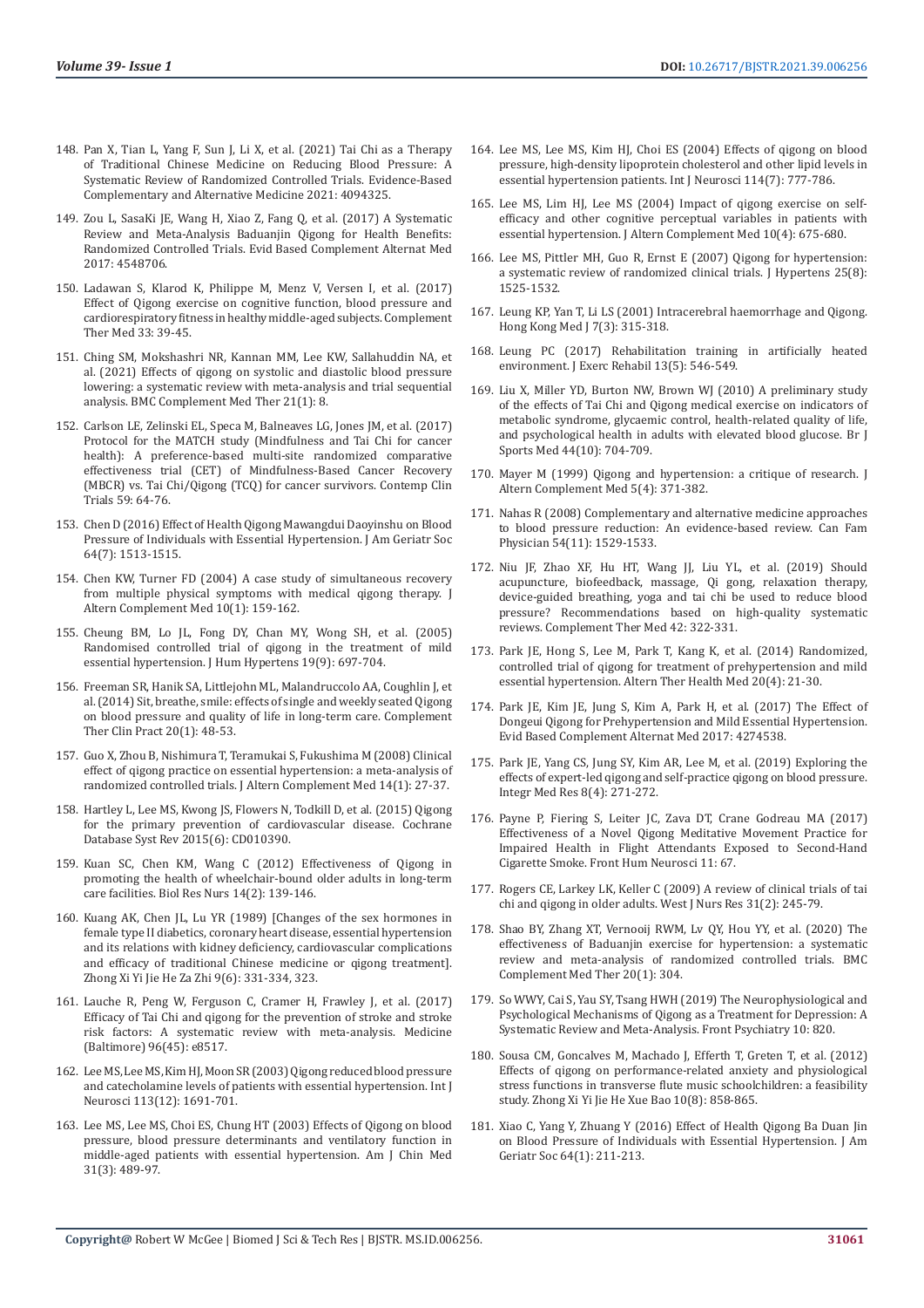148. Pan X, Tian L, Yang F, Sun J, Li X, et al. (2021) Tai Chi as a Therapy of Traditional Chinese Medicine on Reducing Blood Pressure: A Systematic Review of Randomized Controlled Trials. Evidence-Based Complementary and Alternative Medicine 2021: 4094325.

149. Zou L, SasaKi JE, Wang H, Xiao Z, Fang Q, et al. (2017) A Systematic Review and Meta-Analysis Baduanjin Qigong for Health Benefits: Randomized Controlled Trials. Evid Based Complement Alternat Med 2017: 4548706.

150. Ladawan S, Klarod K, Philippe M, Menz V, Versen I, et al. (2017) Effect of Qigong exercise on cognitive function, blood pressure and cardiorespiratory fitness in healthy middle-aged subjects. Complement Ther Med 33: 39-45.

151. Ching SM, Mokshashri NR, Kannan MM, Lee KW, Sallahuddin NA, et al. (2021) Effects of qigong on systolic and diastolic blood pressure lowering: a systematic review with meta-analysis and trial sequential analysis. BMC Complement Med Ther 21(1): 8.

152. Carlson LE, Zelinski EL, Speca M, Balneaves LG, Jones JM, et al. (2017) Protocol for the MATCH study (Mindfulness and Tai Chi for cancer health): A preference-based multi-site randomized comparative effectiveness trial (CET) of Mindfulness-Based Cancer Recovery (MBCR) vs. Tai Chi/Qigong (TCQ) for cancer survivors. Contemp Clin Trials 59: 64-76.

153. Chen D (2016) Effect of Health Qigong Mawangdui Daoyinshu on Blood Pressure of Individuals with Essential Hypertension. J Am Geriatr Soc 64(7): 1513-1515.

154. Chen KW, Turner FD (2004) A case study of simultaneous recovery from multiple physical symptoms with medical qigong therapy. J Altern Complement Med 10(1): 159-162.

155. Cheung BM, Lo JL, Fong DY, Chan MY, Wong SH, et al. (2005) Randomised controlled trial of qigong in the treatment of mild essential hypertension. J Hum Hypertens 19(9): 697-704.

156. Freeman SR, Hanik SA, Littlejohn ML, Malandruccolo AA, Coughlin J, et al. (2014) Sit, breathe, smile: effects of single and weekly seated Qigong on blood pressure and quality of life in long-term care. Complement Ther Clin Pract 20(1): 48-53.

157. Guo X, Zhou B, Nishimura T, Teramukai S, Fukushima M (2008) Clinical effect of qigong practice on essential hypertension: a meta-analysis of randomized controlled trials. J Altern Complement Med 14(1): 27-37.

158. Hartley L, Lee MS, Kwong JS, Flowers N, Todkill D, et al. (2015) Qigong for the primary prevention of cardiovascular disease. Cochrane Database Syst Rev 2015(6): CD010390.

159. Kuan SC, Chen KM, Wang C (2012) Effectiveness of Qigong in promoting the health of wheelchair-bound older adults in long-term care facilities. Biol Res Nurs 14(2): 139-146.

160. Kuang AK, Chen JL, Lu YR (1989) [Changes of the sex hormones in female type II diabetics, coronary heart disease, essential hypertension and its relations with kidney deficiency, cardiovascular complications and efficacy of traditional Chinese medicine or qigong treatment]. Zhong Xi Yi Jie He Za Zhi 9(6): 331-334, 323.

161. Lauche R, Peng W, Ferguson C, Cramer H, Frawley J, et al. (2017) Efficacy of Tai Chi and qigong for the prevention of stroke and stroke risk factors: A systematic review with meta-analysis. Medicine (Baltimore) 96(45): e8517.

162. Lee MS, Lee MS, Kim HJ, Moon SR (2003) Qigong reduced blood pressure and catecholamine levels of patients with essential hypertension. Int J Neurosci 113(12): 1691-701.

163. Lee MS, Lee MS, Choi ES, Chung HT (2003) Effects of Qigong on blood pressure, blood pressure determinants and ventilatory function in middle-aged patients with essential hypertension. Am J Chin Med 31(3): 489-97.

164. Lee MS, Lee MS, Kim HJ, Choi ES (2004) Effects of qigong on blood pressure, high-density lipoprotein cholesterol and other lipid levels in essential hypertension patients. Int J Neurosci 114(7): 777-786.

165. Lee MS, Lim HJ, Lee MS (2004) Impact of qigong exercise on self-efficacy and other cognitive perceptual variables in patients with essential hypertension. J Altern Complement Med 10(4): 675-680.

166. Lee MS, Pittler MH, Guo R, Ernst E (2007) Qigong for hypertension: a systematic review of randomized clinical trials. J Hypertens 25(8): 1525-1532.

167. Leung KP, Yan T, Li LS (2001) Intracerebral haemorrhage and Qigong. Hong Kong Med J 7(3): 315-318.

168. Leung PC (2017) Rehabilitation training in artificially heated environment. J Exerc Rehabil 13(5): 546-549.

169. Liu X, Miller YD, Burton NW, Brown WJ (2010) A preliminary study of the effects of Tai Chi and Qigong medical exercise on indicators of metabolic syndrome, glycaemic control, health-related quality of life, and psychological health in adults with elevated blood glucose. Br J Sports Med 44(10): 704-709.

170. Mayer M (1999) Qigong and hypertension: a critique of research. J Altern Complement Med 5(4): 371-382.

171. Nahas R (2008) Complementary and alternative medicine approaches to blood pressure reduction: An evidence-based review. Can Fam Physician 54(11): 1529-1533.

172. Niu JF, Zhao XF, Hu HT, Wang JJ, Liu YL, et al. (2019) Should acupuncture, biofeedback, massage, Qi gong, relaxation therapy, device-guided breathing, yoga and tai chi be used to reduce blood pressure? Recommendations based on high-quality systematic reviews. Complement Ther Med 42: 322-331.

173. Park JE, Hong S, Lee M, Park T, Kang K, et al. (2014) Randomized, controlled trial of qigong for treatment of prehypertension and mild essential hypertension. Altern Ther Health Med 20(4): 21-30.

174. Park JE, Kim JE, Jung S, Kim A, Park H, et al. (2017) The Effect of Dongeui Qigong for Prehypertension and Mild Essential Hypertension. Evid Based Complement Alternat Med 2017: 4274538.

175. Park JE, Yang CS, Jung SY, Kim AR, Lee M, et al. (2019) Exploring the effects of expert-led qigong and self-practice qigong on blood pressure. Integr Med Res 8(4): 271-272.

176. Payne P, Fiering S, Leiter JC, Zava DT, Crane Godreau MA (2017) Effectiveness of a Novel Qigong Meditative Movement Practice for Impaired Health in Flight Attendants Exposed to Second-Hand Cigarette Smoke. Front Hum Neurosci 11: 67.

177. Rogers CE, Larkey LK, Keller C (2009) A review of clinical trials of tai chi and qigong in older adults. West J Nurs Res 31(2): 245-79.

178. Shao BY, Zhang XT, Vernooij RWM, Lv QY, Hou YY, et al. (2020) The effectiveness of Baduanjin exercise for hypertension: a systematic review and meta-analysis of randomized controlled trials. BMC Complement Med Ther 20(1): 304.

179. So WWY, Cai S, Yau SY, Tsang HWH (2019) The Neurophysiological and Psychological Mechanisms of Qigong as a Treatment for Depression: A Systematic Review and Meta-Analysis. Front Psychiatry 10: 820.

180. Sousa CM, Goncalves M, Machado J, Efferth T, Greten T, et al. (2012) Effects of qigong on performance-related anxiety and physiological stress functions in transverse flute music schoolchildren: a feasibility study. Zhong Xi Yi Jie He Xue Bao 10(8): 858-865.

181. Xiao C, Yang Y, Zhuang Y (2016) Effect of Health Qigong Ba Duan Jin on Blood Pressure of Individuals with Essential Hypertension. J Am Geriatr Soc 64(1): 211-213.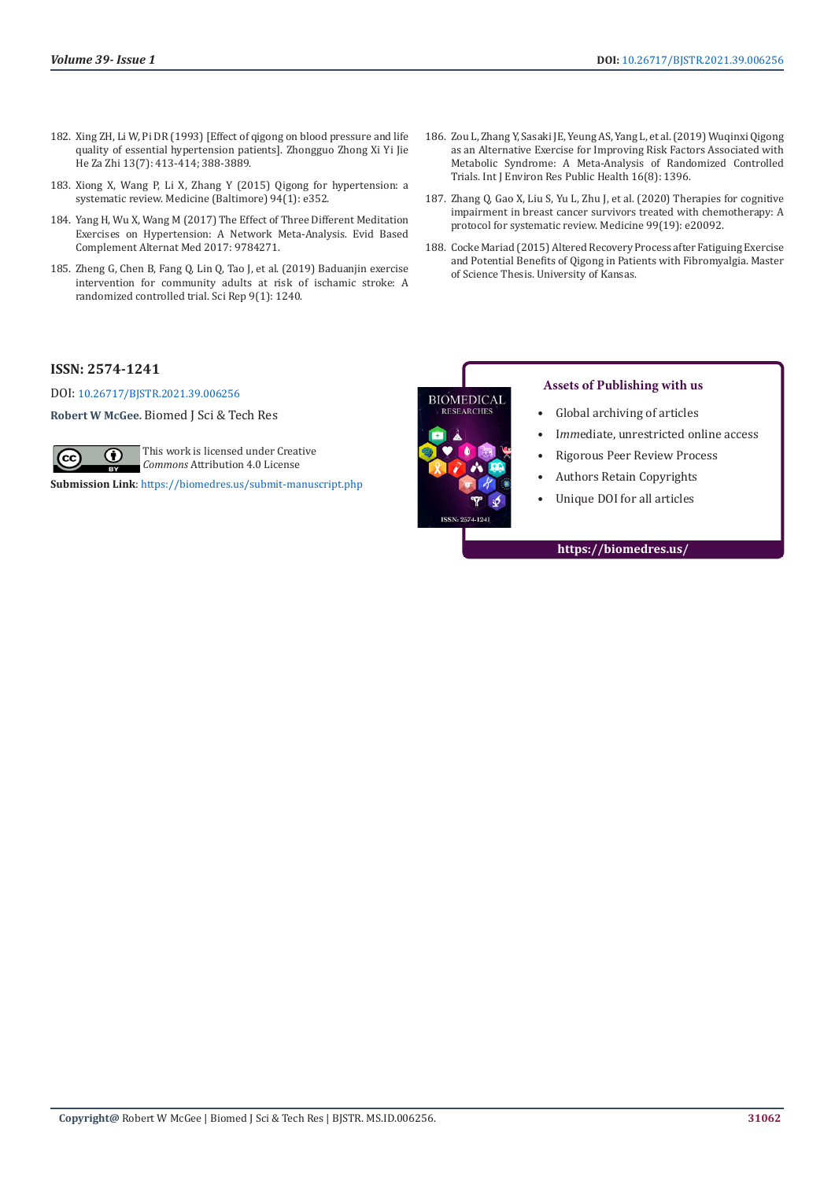182. Xing ZH, Li W, Pi DR (1993) [Effect of qigong on blood pressure and life quality of essential hypertension patients]. Zhongguo Zhong Xi Yi Jie He Za Zhi 13(7): 413-414; 388-3889.

183. Xiong X, Wang P, Li X, Zhang Y (2015) Qigong for hypertension: a systematic review. Medicine (Baltimore) 94(1): e352.

184. Yang H, Wu X, Wang M (2017) The Effect of Three Different Meditation Exercises on Hypertension: A Network Meta-Analysis. Evid Based Complement Alternat Med 2017: 9784271.

185. Zheng G, Chen B, Fang Q, Lin Q, Tao J, et al. (2019) Baduanjin exercise intervention for community adults at risk of ischamic stroke: A randomized controlled trial. Sci Rep 9(1): 1240.

186. Zou L, Zhang Y, Sasaki JE, Yeung AS, Yang L, et al. (2019) Wuqinxi Qigong as an Alternative Exercise for Improving Risk Factors Associated with Metabolic Syndrome: A Meta-Analysis of Randomized Controlled Trials. Int J Environ Res Public Health 16(8): 1396.

187. Zhang Q, Gao X, Liu S, Yu L, Zhu J, et al. (2020) Therapies for cognitive impairment in breast cancer survivors treated with chemotherapy: A protocol for systematic review. Medicine 99(19): e20092.

188. Cocke Mariad (2015) Altered Recovery Process after Fatiguing Exercise and Potential Benefits of Qigong in Patients with Fibromyalgia. Master of Science Thesis. University of Kansas.

**ISSN: 2574-1241**

DOI: 10.26717/BJSTR.2021.39.006256

**Robert W McGee.** Biomed J Sci & Tech Res

This work is licensed under Creative *Commons* Attribution 4.0 License

**Submission Link**: https://biomedres.us/submit-manuscript.php

**Assets of Publishing with us**

- Global archiving of articles
- Immediate, unrestricted online access
- Rigorous Peer Review Process
- Authors Retain Copyrights
- Unique DOI for all articles

**https://biomedres.us/**